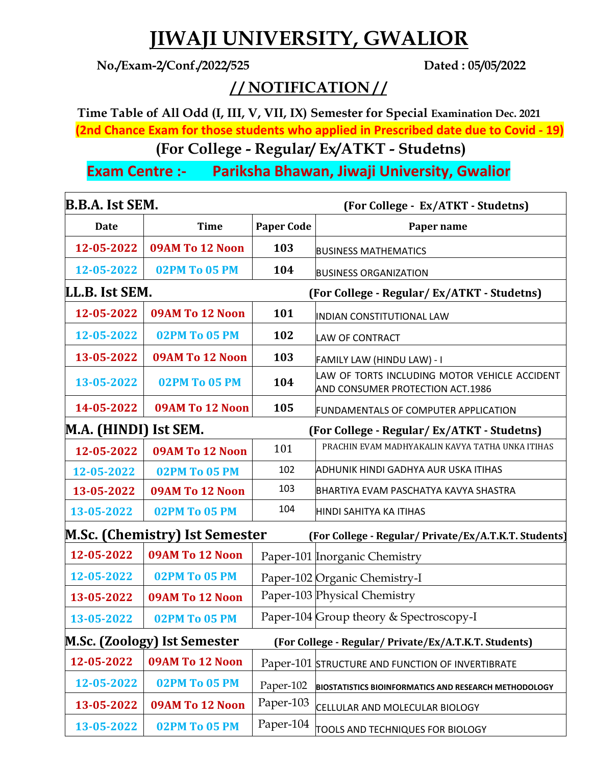# JIWAJI UNIVERSITY, GWALIOR

**No./Exam-2/Conf./2022/525** **Dated : 05/05/2022**

## // NOTIFICATION //

**Time Table of All Odd (I, III, V, VII, IX) Semester for Special Examination Dec. 2021**

**(2nd Chance Exam for those students who applied in Prescribed date due to Covid - 19)**

**(For College - Regular/ Ex/ATKT - Studetns)**

**Exam Centre :- Pariksha Bhawan, Jiwaji University, Gwalior**

| **B.B.A. Ist SEM.** | | | **(For College - Ex/ATKT - Studetns)** |
|---|---|---|---|
| **Date** | **Time** | **Paper Code** | **Paper name** |
| 12-05-2022 | 09AM To 12 Noon | 103 | BUSINESS MATHEMATICS |
| 12-05-2022 | 02PM To 05 PM | 104 | BUSINESS ORGANIZATION |
| **LL.B. Ist SEM.** | | | **(For College - Regular/ Ex/ATKT - Studetns)** |
| 12-05-2022 | 09AM To 12 Noon | 101 | INDIAN CONSTITUTIONAL LAW |
| 12-05-2022 | 02PM To 05 PM | 102 | LAW OF CONTRACT |
| 13-05-2022 | 09AM To 12 Noon | 103 | FAMILY LAW (HINDU LAW) - I |
| 13-05-2022 | 02PM To 05 PM | 104 | LAW OF TORTS INCLUDING MOTOR VEHICLE ACCIDENT AND CONSUMER PROTECTION ACT.1986 |
| 14-05-2022 | 09AM To 12 Noon | 105 | FUNDAMENTALS OF COMPUTER APPLICATION |
| **M.A. (HINDI) Ist SEM.** | | | **(For College - Regular/ Ex/ATKT - Studetns)** |
| 12-05-2022 | 09AM To 12 Noon | 101 | PRACHIN EVAM MADHYAKALIN KAVYA TATHA UNKA ITIHAS |
| 12-05-2022 | 02PM To 05 PM | 102 | ADHUNIK HINDI GADHYA AUR USKA ITIHAS |
| 13-05-2022 | 09AM To 12 Noon | 103 | BHARTIYA EVAM PASCHATYA KAVYA SHASTRA |
| 13-05-2022 | 02PM To 05 PM | 104 | HINDI SAHITYA KA ITIHAS |
| **M.Sc. (Chemistry) Ist Semester** | | | **(For College - Regular/ Private/Ex/A.T.K.T. Students)** |
| 12-05-2022 | 09AM To 12 Noon | Paper-101 | Inorganic Chemistry |
| 12-05-2022 | 02PM To 05 PM | Paper-102 | Organic Chemistry-I |
| 13-05-2022 | 09AM To 12 Noon | Paper-103 | Physical Chemistry |
| 13-05-2022 | 02PM To 05 PM | Paper-104 | Group theory & Spectroscopy-I |
| **M.Sc. (Zoology) Ist Semester** | | | **(For College - Regular/ Private/Ex/A.T.K.T. Students)** |
| 12-05-2022 | 09AM To 12 Noon | Paper-101 | STRUCTURE AND FUNCTION OF INVERTIBRATE |
| 12-05-2022 | 02PM To 05 PM | Paper-102 | BIOSTATISTICS BIOINFORMATICS AND RESEARCH METHODOLOGY |
| 13-05-2022 | 09AM To 12 Noon | Paper-103 | CELLULAR AND MOLECULAR BIOLOGY |
| 13-05-2022 | 02PM To 05 PM | Paper-104 | TOOLS AND TECHNIQUES FOR BIOLOGY |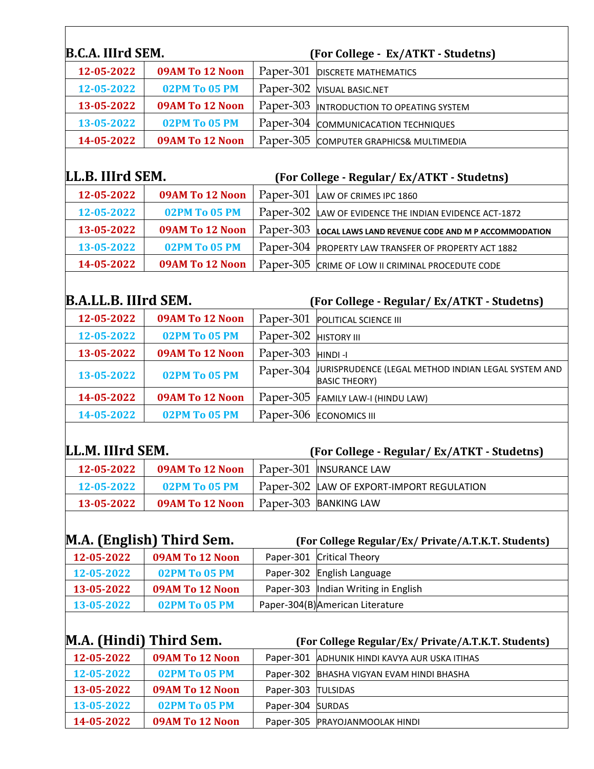**B.C.A. IIIrd SEM.** **(For College - Ex/ATKT - Studetns)**

| | | | |
|---|---|---|---|
| 12-05-2022 | 09AM To 12 Noon | Paper-301 | DISCRETE MATHEMATICS |
| 12-05-2022 | 02PM To 05 PM | Paper-302 | VISUAL BASIC.NET |
| 13-05-2022 | 09AM To 12 Noon | Paper-303 | INTRODUCTION TO OPEATING SYSTEM |
| 13-05-2022 | 02PM To 05 PM | Paper-304 | COMMUNICACATION TECHNIQUES |
| 14-05-2022 | 09AM To 12 Noon | Paper-305 | COMPUTER GRAPHICS& MULTIMEDIA |

**LL.B. IIIrd SEM.** **(For College - Regular/ Ex/ATKT - Studetns)**

| | | | |
|---|---|---|---|
| 12-05-2022 | 09AM To 12 Noon | Paper-301 | LAW OF CRIMES IPC 1860 |
| 12-05-2022 | 02PM To 05 PM | Paper-302 | LAW OF EVIDENCE THE INDIAN EVIDENCE ACT-1872 |
| 13-05-2022 | 09AM To 12 Noon | Paper-303 | **LOCAL LAWS LAND REVENUE CODE AND M P ACCOMMODATION** |
| 13-05-2022 | 02PM To 05 PM | Paper-304 | PROPERTY LAW TRANSFER OF PROPERTY ACT 1882 |
| 14-05-2022 | 09AM To 12 Noon | Paper-305 | CRIME OF LOW II CRIMINAL PROCEDUTE CODE |

**B.A.LL.B. IIIrd SEM.** **(For College - Regular/ Ex/ATKT - Studetns)**

| | | | |
|---|---|---|---|
| 12-05-2022 | 09AM To 12 Noon | Paper-301 | POLITICAL SCIENCE III |
| 12-05-2022 | 02PM To 05 PM | Paper-302 | HISTORY III |
| 13-05-2022 | 09AM To 12 Noon | Paper-303 | HINDI -I |
| 13-05-2022 | 02PM To 05 PM | Paper-304 | JURISPRUDENCE (LEGAL METHOD INDIAN LEGAL SYSTEM AND BASIC THEORY) |
| 14-05-2022 | 09AM To 12 Noon | Paper-305 | FAMILY LAW-I (HINDU LAW) |
| 14-05-2022 | 02PM To 05 PM | Paper-306 | ECONOMICS III |

**LL.M. IIIrd SEM.** **(For College - Regular/ Ex/ATKT - Studetns)**

| | | | |
|---|---|---|---|
| 12-05-2022 | 09AM To 12 Noon | Paper-301 | INSURANCE LAW |
| 12-05-2022 | 02PM To 05 PM | Paper-302 | LAW OF EXPORT-IMPORT REGULATION |
| 13-05-2022 | 09AM To 12 Noon | Paper-303 | BANKING LAW |

**M.A. (English) Third Sem.** **(For College Regular/Ex/ Private/A.T.K.T. Students)**

| | | | |
|---|---|---|---|
| 12-05-2022 | 09AM To 12 Noon | Paper-301 | Critical Theory |
| 12-05-2022 | 02PM To 05 PM | Paper-302 | English Language |
| 13-05-2022 | 09AM To 12 Noon | Paper-303 | Indian Writing in English |
| 13-05-2022 | 02PM To 05 PM | Paper-304(B) | American Literature |

**M.A. (Hindi) Third Sem.** **(For College Regular/Ex/ Private/A.T.K.T. Students)**

| | | | |
|---|---|---|---|
| 12-05-2022 | 09AM To 12 Noon | Paper-301 | ADHUNIK HINDI KAVYA AUR USKA ITIHAS |
| 12-05-2022 | 02PM To 05 PM | Paper-302 | BHASHA VIGYAN EVAM HINDI BHASHA |
| 13-05-2022 | 09AM To 12 Noon | Paper-303 | TULSIDAS |
| 13-05-2022 | 02PM To 05 PM | Paper-304 | SURDAS |
| 14-05-2022 | 09AM To 12 Noon | Paper-305 | PRAYOJANMOOLAK HINDI |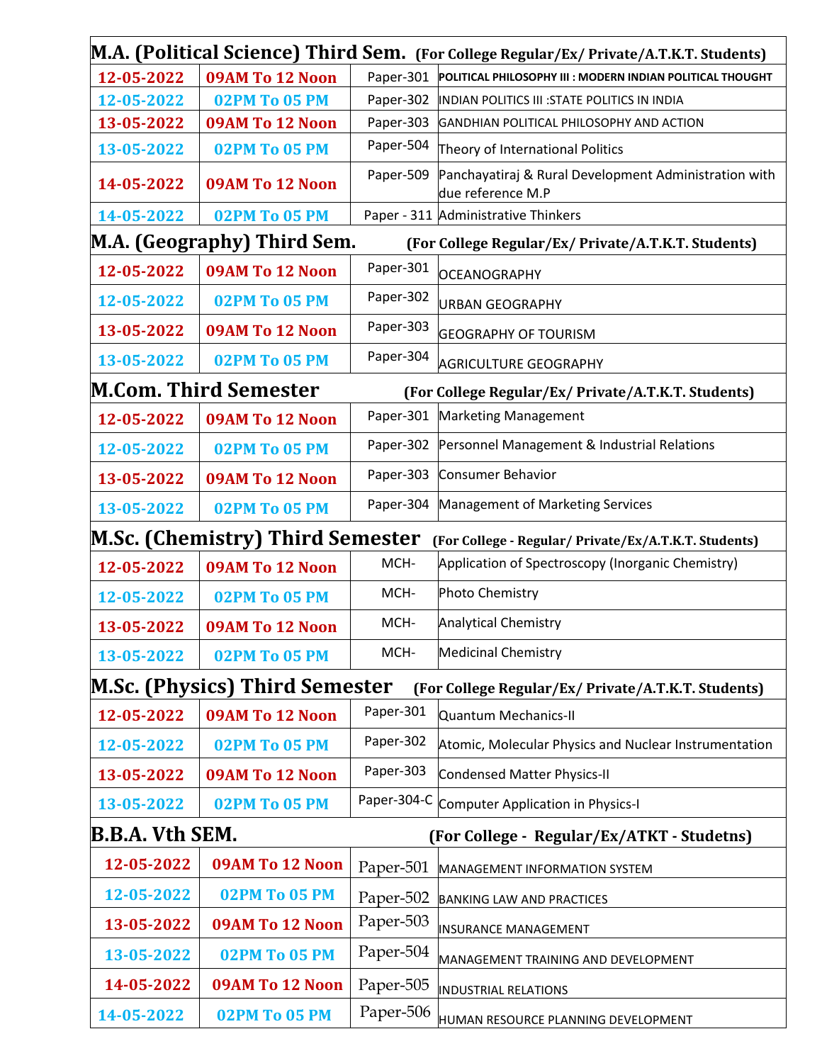## M.A. (Political Science) Third Sem. (For College Regular/Ex/ Private/A.T.K.T. Students)

| | | | |
|---|---|---|---|
| 12-05-2022 | 09AM To 12 Noon | Paper-301 | POLITICAL PHILOSOPHY III : MODERN INDIAN POLITICAL THOUGHT |
| 12-05-2022 | 02PM To 05 PM | Paper-302 | INDIAN POLITICS III :STATE POLITICS IN INDIA |
| 13-05-2022 | 09AM To 12 Noon | Paper-303 | GANDHIAN POLITICAL PHILOSOPHY AND ACTION |
| 13-05-2022 | 02PM To 05 PM | Paper-504 | Theory of International Politics |
| 14-05-2022 | 09AM To 12 Noon | Paper-509 | Panchayatiraj & Rural Development Administration with due reference M.P |
| 14-05-2022 | 02PM To 05 PM | Paper - 311 | Administrative Thinkers |

## M.A. (Geography) Third Sem. (For College Regular/Ex/ Private/A.T.K.T. Students)

| | | | |
|---|---|---|---|
| 12-05-2022 | 09AM To 12 Noon | Paper-301 | OCEANOGRAPHY |
| 12-05-2022 | 02PM To 05 PM | Paper-302 | URBAN GEOGRAPHY |
| 13-05-2022 | 09AM To 12 Noon | Paper-303 | GEOGRAPHY OF TOURISM |
| 13-05-2022 | 02PM To 05 PM | Paper-304 | AGRICULTURE GEOGRAPHY |

## M.Com. Third Semester (For College Regular/Ex/ Private/A.T.K.T. Students)

| | | | |
|---|---|---|---|
| 12-05-2022 | 09AM To 12 Noon | Paper-301 | Marketing Management |
| 12-05-2022 | 02PM To 05 PM | Paper-302 | Personnel Management & Industrial Relations |
| 13-05-2022 | 09AM To 12 Noon | Paper-303 | Consumer Behavior |
| 13-05-2022 | 02PM To 05 PM | Paper-304 | Management of Marketing Services |

## M.Sc. (Chemistry) Third Semester (For College - Regular/ Private/Ex/A.T.K.T. Students)

| | | | |
|---|---|---|---|
| 12-05-2022 | 09AM To 12 Noon | MCH- | Application of Spectroscopy (Inorganic Chemistry) |
| 12-05-2022 | 02PM To 05 PM | MCH- | Photo Chemistry |
| 13-05-2022 | 09AM To 12 Noon | MCH- | Analytical Chemistry |
| 13-05-2022 | 02PM To 05 PM | MCH- | Medicinal Chemistry |

## M.Sc. (Physics) Third Semester (For College Regular/Ex/ Private/A.T.K.T. Students)

| | | | |
|---|---|---|---|
| 12-05-2022 | 09AM To 12 Noon | Paper-301 | Quantum Mechanics-II |
| 12-05-2022 | 02PM To 05 PM | Paper-302 | Atomic, Molecular Physics and Nuclear Instrumentation |
| 13-05-2022 | 09AM To 12 Noon | Paper-303 | Condensed Matter Physics-II |
| 13-05-2022 | 02PM To 05 PM | Paper-304-C | Computer Application in Physics-I |

## B.B.A. Vth SEM. (For College - Regular/Ex/ATKT - Studetns)

| | | | |
|---|---|---|---|
| 12-05-2022 | 09AM To 12 Noon | Paper-501 | MANAGEMENT INFORMATION SYSTEM |
| 12-05-2022 | 02PM To 05 PM | Paper-502 | BANKING LAW AND PRACTICES |
| 13-05-2022 | 09AM To 12 Noon | Paper-503 | INSURANCE MANAGEMENT |
| 13-05-2022 | 02PM To 05 PM | Paper-504 | MANAGEMENT TRAINING AND DEVELOPMENT |
| 14-05-2022 | 09AM To 12 Noon | Paper-505 | INDUSTRIAL RELATIONS |
| 14-05-2022 | 02PM To 05 PM | Paper-506 | HUMAN RESOURCE PLANNING DEVELOPMENT |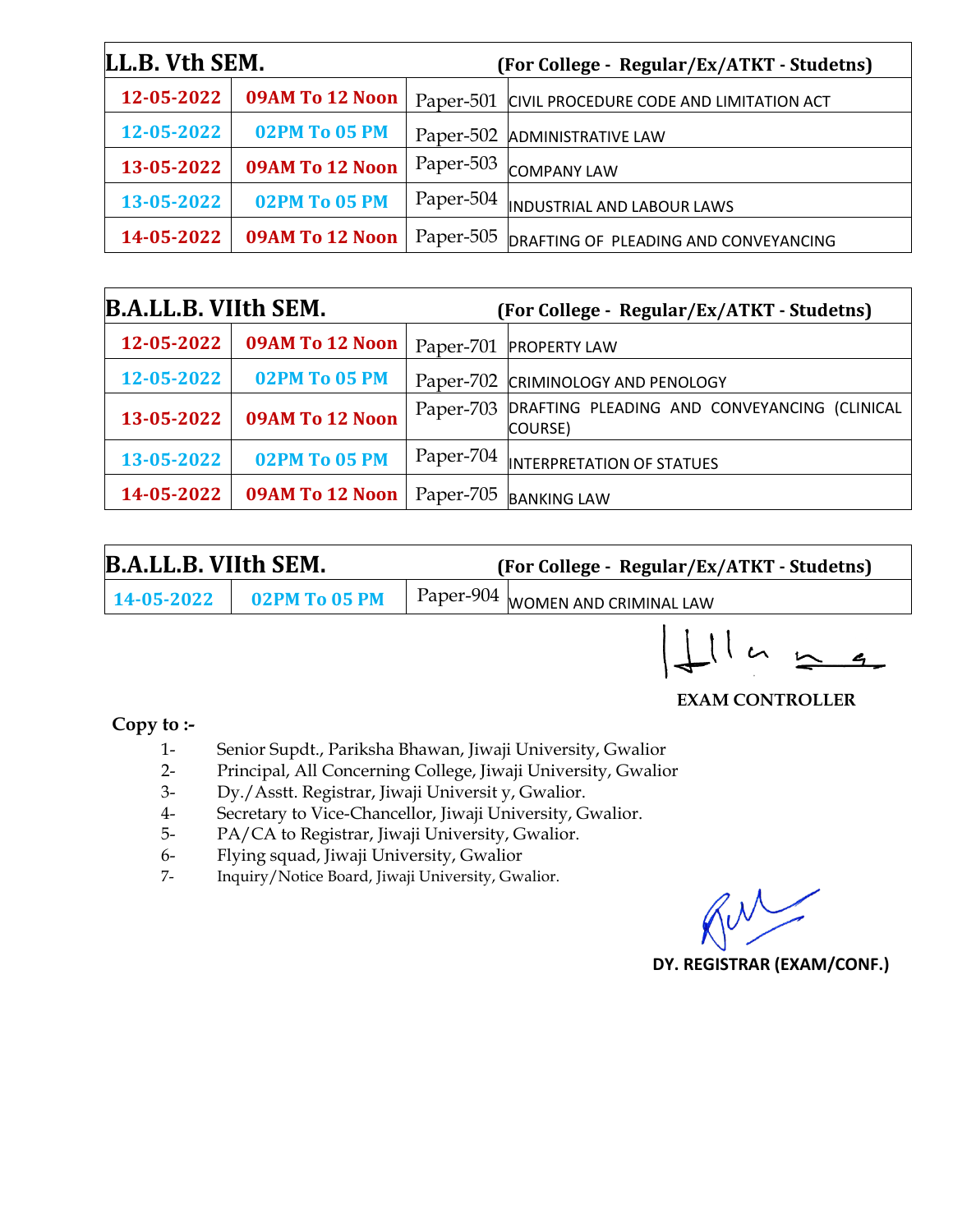| LL.B. Vth SEM. | | (For College - Regular/Ex/ATKT - Studetns) | |
|---|---|---|---|
| 12-05-2022 | 09AM To 12 Noon | Paper-501 | CIVIL PROCEDURE CODE AND LIMITATION ACT |
| 12-05-2022 | 02PM To 05 PM | Paper-502 | ADMINISTRATIVE LAW |
| 13-05-2022 | 09AM To 12 Noon | Paper-503 | COMPANY LAW |
| 13-05-2022 | 02PM To 05 PM | Paper-504 | INDUSTRIAL AND LABOUR LAWS |
| 14-05-2022 | 09AM To 12 Noon | Paper-505 | DRAFTING OF PLEADING AND CONVEYANCING |

| B.A.LL.B. VIIth SEM. | | (For College - Regular/Ex/ATKT - Studetns) | |
|---|---|---|---|
| 12-05-2022 | 09AM To 12 Noon | Paper-701 | PROPERTY LAW |
| 12-05-2022 | 02PM To 05 PM | Paper-702 | CRIMINOLOGY AND PENOLOGY |
| 13-05-2022 | 09AM To 12 Noon | Paper-703 | DRAFTING PLEADING AND CONVEYANCING (CLINICAL COURSE) |
| 13-05-2022 | 02PM To 05 PM | Paper-704 | INTERPRETATION OF STATUES |
| 14-05-2022 | 09AM To 12 Noon | Paper-705 | BANKING LAW |

| B.A.LL.B. VIIth SEM. | | (For College - Regular/Ex/ATKT - Studetns) | |
|---|---|---|---|
| 14-05-2022 | 02PM To 05 PM | Paper-904 | WOMEN AND CRIMINAL LAW |

**EXAM CONTROLLER**

**Copy to :-**

1- Senior Supdt., Pariksha Bhawan, Jiwaji University, Gwalior
2- Principal, All Concerning College, Jiwaji University, Gwalior
3- Dy./Asstt. Registrar, Jiwaji Universit y, Gwalior.
4- Secretary to Vice-Chancellor, Jiwaji University, Gwalior.
5- PA/CA to Registrar, Jiwaji University, Gwalior.
6- Flying squad, Jiwaji University, Gwalior
7- Inquiry/Notice Board, Jiwaji University, Gwalior.

**DY. REGISTRAR (EXAM/CONF.)**